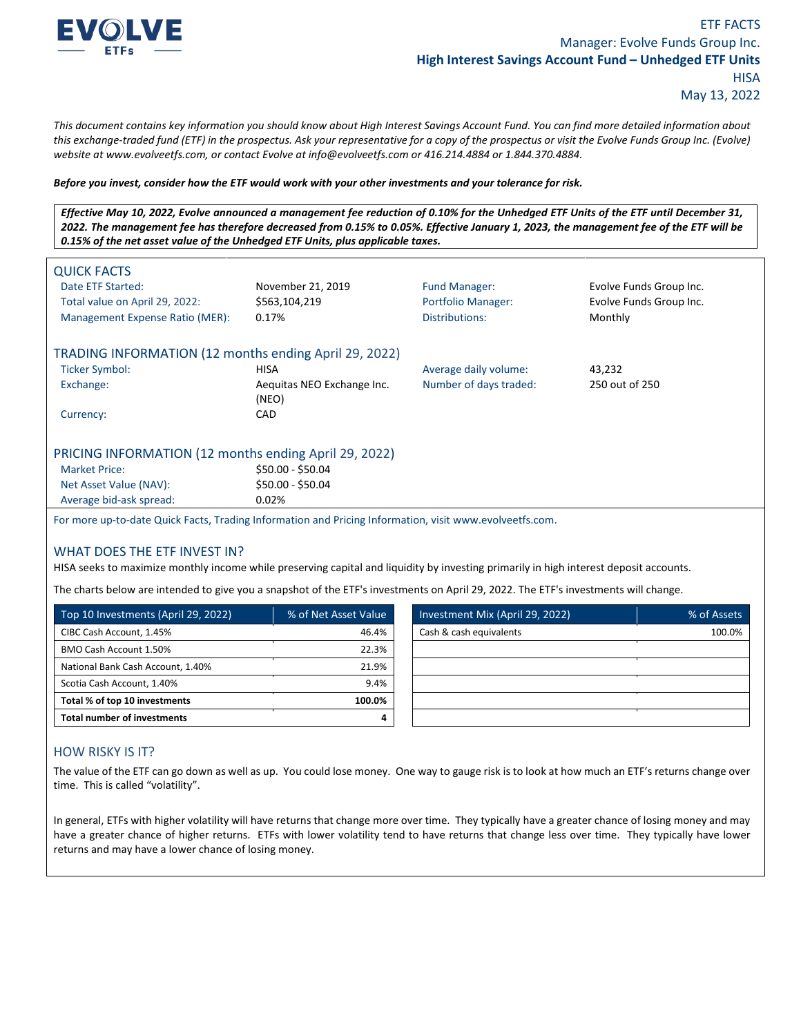**EVOLVE ETFs**

ETF FACTS
Manager: Evolve Funds Group Inc.
**High Interest Savings Account Fund – Unhedged ETF Units**
HISA
May 13, 2022

*This document contains key information you should know about High Interest Savings Account Fund. You can find more detailed information about this exchange-traded fund (ETF) in the prospectus. Ask your representative for a copy of the prospectus or visit the Evolve Funds Group Inc. (Evolve) website at www.evolveetfs.com, or contact Evolve at info@evolveetfs.com or 416.214.4884 or 1.844.370.4884.*

***Before you invest, consider how the ETF would work with your other investments and your tolerance for risk.***

***Effective May 10, 2022, Evolve announced a management fee reduction of 0.10% for the Unhedged ETF Units of the ETF until December 31, 2022. The management fee has therefore decreased from 0.15% to 0.05%. Effective January 1, 2023, the management fee of the ETF will be 0.15% of the net asset value of the Unhedged ETF Units, plus applicable taxes.***

## QUICK FACTS

| | | | |
|---|---|---|---|
| Date ETF Started: | November 21, 2019 | Fund Manager: | Evolve Funds Group Inc. |
| Total value on April 29, 2022: | $563,104,219 | Portfolio Manager: | Evolve Funds Group Inc. |
| Management Expense Ratio (MER): | 0.17% | Distributions: | Monthly |

## TRADING INFORMATION (12 months ending April 29, 2022)

| | | | |
|---|---|---|---|
| Ticker Symbol: | HISA | Average daily volume: | 43,232 |
| Exchange: | Aequitas NEO Exchange Inc. (NEO) | Number of days traded: | 250 out of 250 |
| Currency: | CAD | | |

## PRICING INFORMATION (12 months ending April 29, 2022)

| | |
|---|---|
| Market Price: | $50.00 - $50.04 |
| Net Asset Value (NAV): | $50.00 - $50.04 |
| Average bid-ask spread: | 0.02% |

For more up-to-date Quick Facts, Trading Information and Pricing Information, visit www.evolveetfs.com.

## WHAT DOES THE ETF INVEST IN?

HISA seeks to maximize monthly income while preserving capital and liquidity by investing primarily in high interest deposit accounts.

The charts below are intended to give you a snapshot of the ETF's investments on April 29, 2022. The ETF's investments will change.

| Top 10 Investments (April 29, 2022) | % of Net Asset Value |
|---|---|
| CIBC Cash Account, 1.45% | 46.4% |
| BMO Cash Account 1.50% | 22.3% |
| National Bank Cash Account, 1.40% | 21.9% |
| Scotia Cash Account, 1.40% | 9.4% |
| **Total % of top 10 investments** | **100.0%** |
| **Total number of investments** | **4** |

| Investment Mix (April 29, 2022) | % of Assets |
|---|---|
| Cash & cash equivalents | 100.0% |

## HOW RISKY IS IT?

The value of the ETF can go down as well as up. You could lose money. One way to gauge risk is to look at how much an ETF's returns change over time. This is called "volatility".

In general, ETFs with higher volatility will have returns that change more over time. They typically have a greater chance of losing money and may have a greater chance of higher returns. ETFs with lower volatility tend to have returns that change less over time. They typically have lower returns and may have a lower chance of losing money.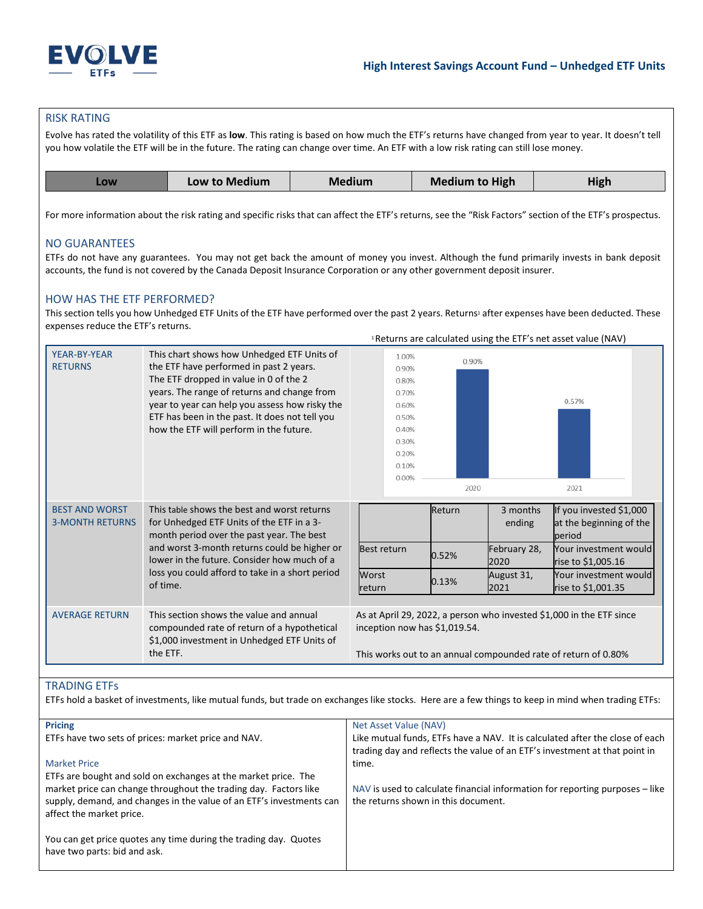## High Interest Savings Account Fund – Unhedged ETF Units

### RISK RATING

Evolve has rated the volatility of this ETF as **low**. This rating is based on how much the ETF's returns have changed from year to year. It doesn't tell you how volatile the ETF will be in the future. The rating can change over time. An ETF with a low risk rating can still lose money.

| Low | Low to Medium | Medium | Medium to High | High |
|---|---|---|---|---|

For more information about the risk rating and specific risks that can affect the ETF's returns, see the "Risk Factors" section of the ETF's prospectus.

### NO GUARANTEES

ETFs do not have any guarantees. You may not get back the amount of money you invest. Although the fund primarily invests in bank deposit accounts, the fund is not covered by the Canada Deposit Insurance Corporation or any other government deposit insurer.

### HOW HAS THE ETF PERFORMED?

This section tells you how Unhedged ETF Units of the ETF have performed over the past 2 years. Returns[1] after expenses have been deducted. These expenses reduce the ETF's returns.

[1]Returns are calculated using the ETF's net asset value (NAV)

**YEAR-BY-YEAR RETURNS**

This chart shows how Unhedged ETF Units of the ETF have performed in past 2 years. The ETF dropped in value in 0 of the 2 years. The range of returns and change from year to year can help you assess how risky the ETF has been in the past. It does not tell you how the ETF will perform in the future.

| Year | Return |
|---|---|
| 2020 | 0.90% |
| 2021 | 0.57% |

**BEST AND WORST 3-MONTH RETURNS**

This table shows the best and worst returns for Unhedged ETF Units of the ETF in a 3-month period over the past year. The best and worst 3-month returns could be higher or lower in the future. Consider how much of a loss you could afford to take in a short period of time.

| | Return | 3 months ending | If you invested $1,000 at the beginning of the period |
|---|---|---|---|
| Best return | 0.52% | February 28, 2020 | Your investment would rise to $1,005.16 |
| Worst return | 0.13% | August 31, 2021 | Your investment would rise to $1,001.35 |

**AVERAGE RETURN**

This section shows the value and annual compounded rate of return of a hypothetical $1,000 investment in Unhedged ETF Units of the ETF.

As at April 29, 2022, a person who invested $1,000 in the ETF since inception now has $1,019.54.

This works out to an annual compounded rate of return of 0.80%

### TRADING ETFs

ETFs hold a basket of investments, like mutual funds, but trade on exchanges like stocks. Here are a few things to keep in mind when trading ETFs:

**Pricing**

ETFs have two sets of prices: market price and NAV.

**Market Price**

ETFs are bought and sold on exchanges at the market price. The market price can change throughout the trading day. Factors like supply, demand, and changes in the value of an ETF's investments can affect the market price.

You can get price quotes any time during the trading day. Quotes have two parts: bid and ask.

**Net Asset Value (NAV)**

Like mutual funds, ETFs have a NAV. It is calculated after the close of each trading day and reflects the value of an ETF's investment at that point in time.

NAV is used to calculate financial information for reporting purposes – like the returns shown in this document.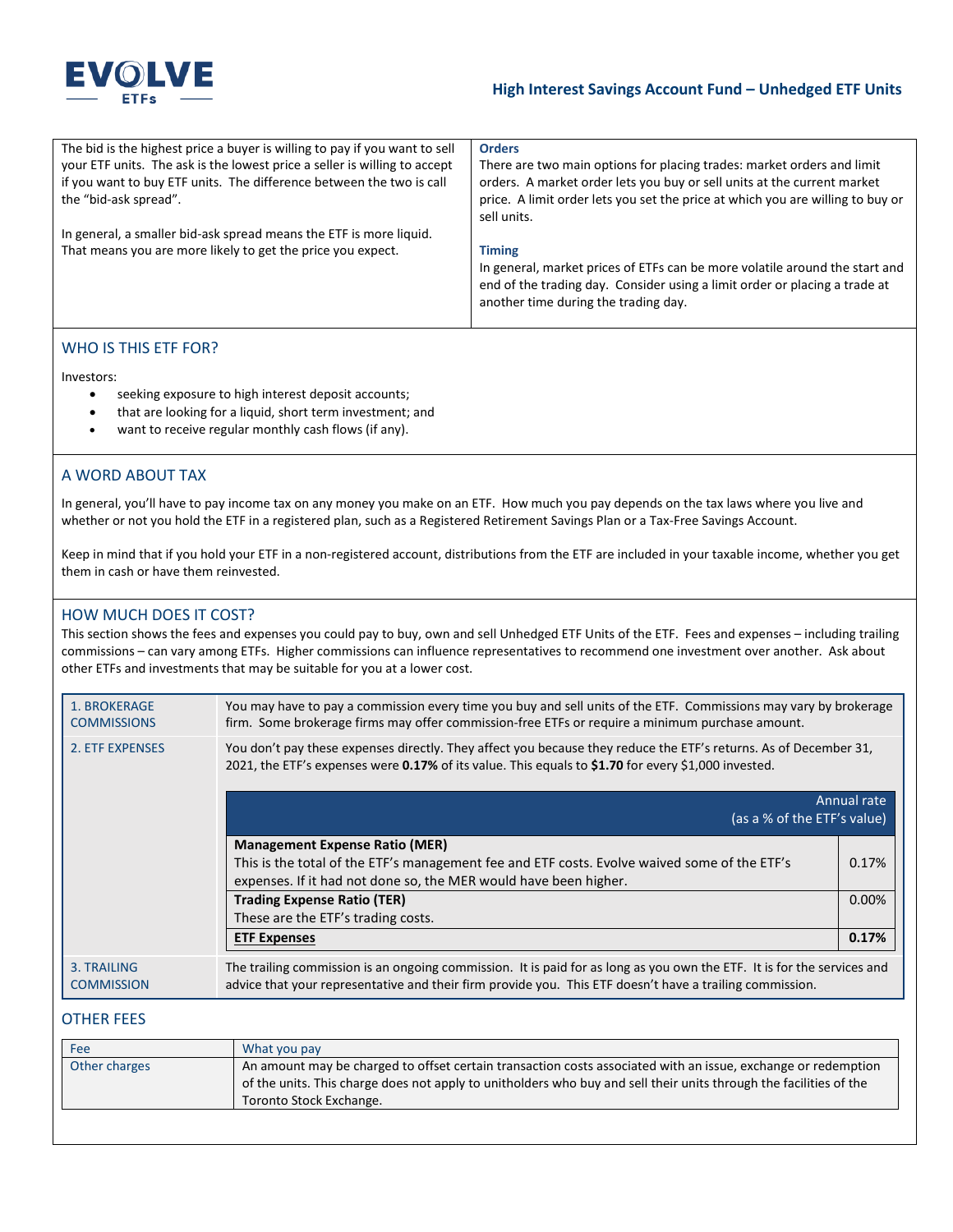| The bid is the highest price a buyer is willing to pay if you want to sell your ETF units. The ask is the lowest price a seller is willing to accept if you want to buy ETF units. The difference between the two is call the "bid-ask spread".<br><br>In general, a smaller bid-ask spread means the ETF is more liquid. That means you are more likely to get the price you expect. | **Orders**<br>There are two main options for placing trades: market orders and limit orders. A market order lets you buy or sell units at the current market price. A limit order lets you set the price at which you are willing to buy or sell units.<br><br>**Timing**<br>In general, market prices of ETFs can be more volatile around the start and end of the trading day. Consider using a limit order or placing a trade at another time during the trading day. |
|---|---|

## WHO IS THIS ETF FOR?

Investors:

- seeking exposure to high interest deposit accounts;
- that are looking for a liquid, short term investment; and
- want to receive regular monthly cash flows (if any).

## A WORD ABOUT TAX

In general, you'll have to pay income tax on any money you make on an ETF. How much you pay depends on the tax laws where you live and whether or not you hold the ETF in a registered plan, such as a Registered Retirement Savings Plan or a Tax-Free Savings Account.

Keep in mind that if you hold your ETF in a non-registered account, distributions from the ETF are included in your taxable income, whether you get them in cash or have them reinvested.

## HOW MUCH DOES IT COST?

This section shows the fees and expenses you could pay to buy, own and sell Unhedged ETF Units of the ETF. Fees and expenses – including trailing commissions – can vary among ETFs. Higher commissions can influence representatives to recommend one investment over another. Ask about other ETFs and investments that may be suitable for you at a lower cost.

| | |
|---|---|
| 1. BROKERAGE COMMISSIONS | You may have to pay a commission every time you buy and sell units of the ETF. Commissions may vary by brokerage firm. Some brokerage firms may offer commission-free ETFs or require a minimum purchase amount. |
| 2. ETF EXPENSES | You don't pay these expenses directly. They affect you because they reduce the ETF's returns. As of December 31, 2021, the ETF's expenses were **0.17%** of its value. This equals to **$1.70** for every $1,000 invested. |
| 3. TRAILING COMMISSION | The trailing commission is an ongoing commission. It is paid for as long as you own the ETF. It is for the services and advice that your representative and their firm provide you. This ETF doesn't have a trailing commission. |

| | Annual rate (as a % of the ETF's value) |
|---|---|
| **Management Expense Ratio (MER)**<br>This is the total of the ETF's management fee and ETF costs. Evolve waived some of the ETF's expenses. If it had not done so, the MER would have been higher. | 0.17% |
| **Trading Expense Ratio (TER)**<br>These are the ETF's trading costs. | 0.00% |
| **ETF Expenses** | **0.17%** |

## OTHER FEES

| Fee | What you pay |
|---|---|
| Other charges | An amount may be charged to offset certain transaction costs associated with an issue, exchange or redemption of the units. This charge does not apply to unitholders who buy and sell their units through the facilities of the Toronto Stock Exchange. |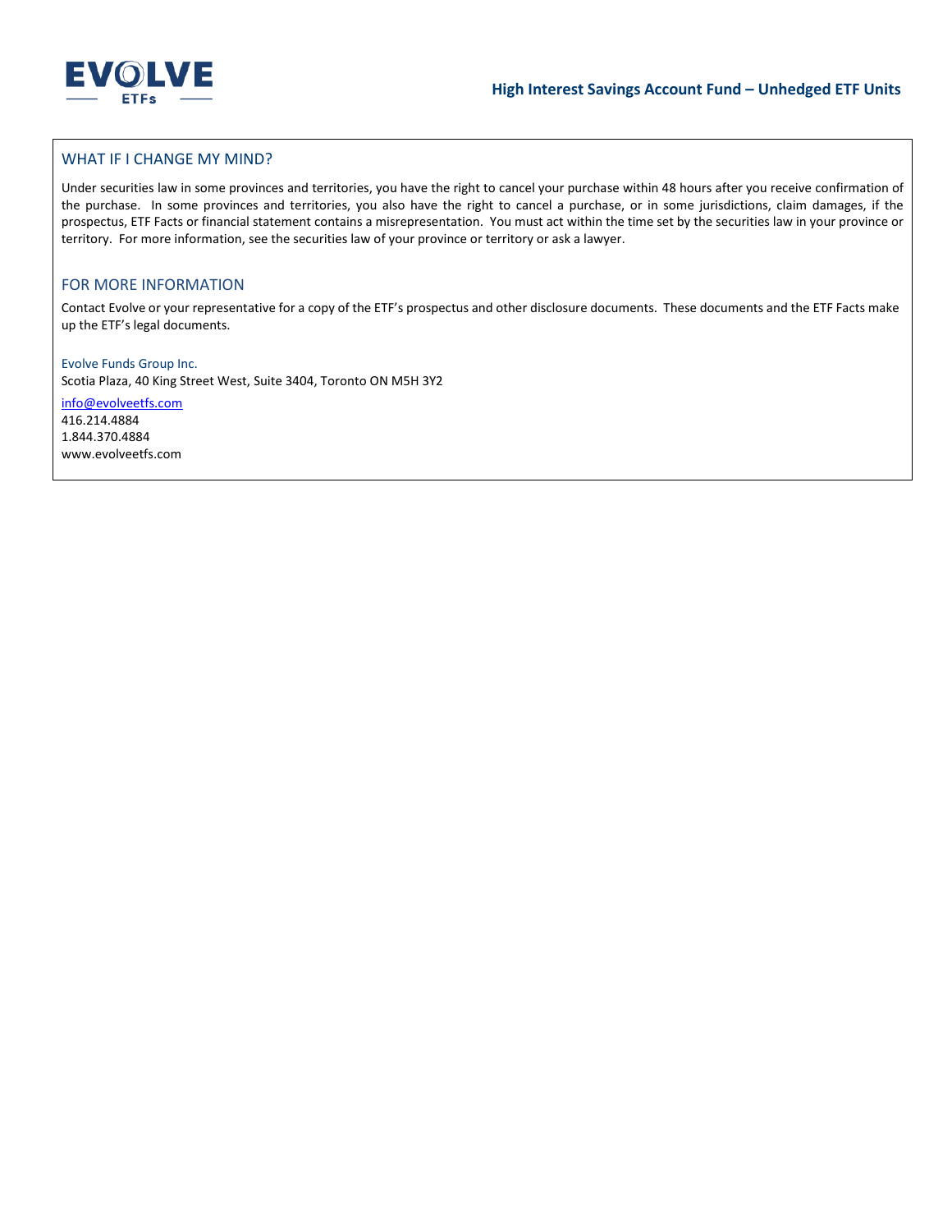## WHAT IF I CHANGE MY MIND?

Under securities law in some provinces and territories, you have the right to cancel your purchase within 48 hours after you receive confirmation of the purchase. In some provinces and territories, you also have the right to cancel a purchase, or in some jurisdictions, claim damages, if the prospectus, ETF Facts or financial statement contains a misrepresentation. You must act within the time set by the securities law in your province or territory. For more information, see the securities law of your province or territory or ask a lawyer.

## FOR MORE INFORMATION

Contact Evolve or your representative for a copy of the ETF's prospectus and other disclosure documents. These documents and the ETF Facts make up the ETF's legal documents.

Evolve Funds Group Inc.
Scotia Plaza, 40 King Street West, Suite 3404, Toronto ON M5H 3Y2

info@evolveetfs.com
416.214.4884
1.844.370.4884
www.evolveetfs.com